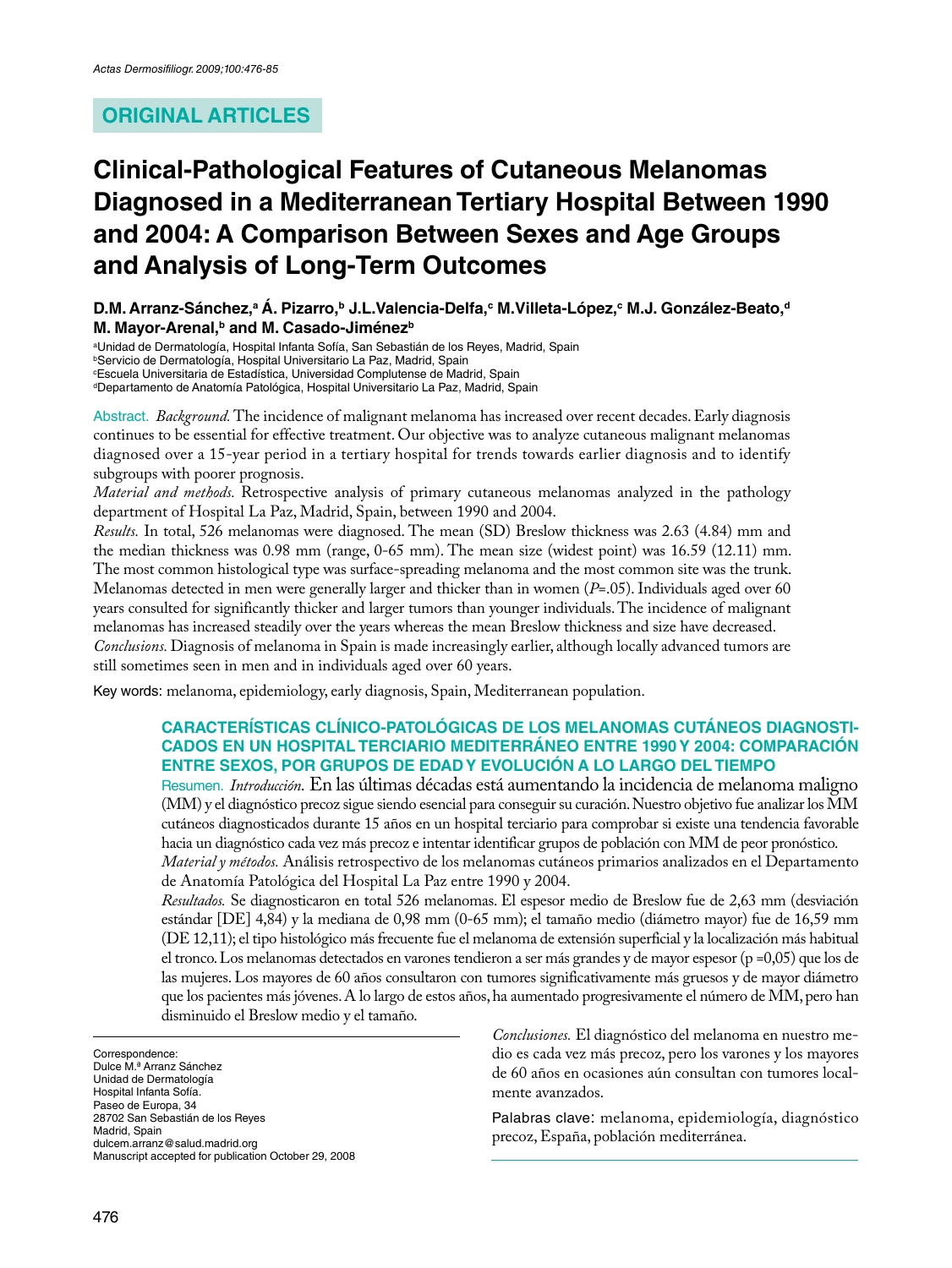## ORIGINAL ARTICLES

# Clinical-Pathological Features of Cutaneous Melanomas Diagnosed in a Mediterranean Tertiary Hospital Between 1990 and 2004: A Comparison Between Sexes and Age Groups and Analysis of Long-Term Outcomes

**D.M. Arranz-Sánchez,[a] Á. Pizarro,[b] J.L.Valencia-Delfa,[c] M.Villeta-López,[c] M.J. González-Beato,[d] M. Mayor-Arenal,[b] and M. Casado-Jiménez[b]**

[a]Unidad de Dermatología, Hospital Infanta Sofía, San Sebastián de los Reyes, Madrid, Spain
[b]Servicio de Dermatología, Hospital Universitario La Paz, Madrid, Spain
[c]Escuela Universitaria de Estadística, Universidad Complutense de Madrid, Spain
[d]Departamento de Anatomía Patológica, Hospital Universitario La Paz, Madrid, Spain

Abstract. *Background.* The incidence of malignant melanoma has increased over recent decades. Early diagnosis continues to be essential for effective treatment. Our objective was to analyze cutaneous malignant melanomas diagnosed over a 15-year period in a tertiary hospital for trends towards earlier diagnosis and to identify subgroups with poorer prognosis.

*Material and methods.* Retrospective analysis of primary cutaneous melanomas analyzed in the pathology department of Hospital La Paz, Madrid, Spain, between 1990 and 2004.

*Results.* In total, 526 melanomas were diagnosed. The mean (SD) Breslow thickness was 2.63 (4.84) mm and the median thickness was 0.98 mm (range, 0-65 mm). The mean size (widest point) was 16.59 (12.11) mm. The most common histological type was surface-spreading melanoma and the most common site was the trunk. Melanomas detected in men were generally larger and thicker than in women ($P$=.05). Individuals aged over 60 years consulted for significantly thicker and larger tumors than younger individuals. The incidence of malignant melanomas has increased steadily over the years whereas the mean Breslow thickness and size have decreased.

*Conclusions.* Diagnosis of melanoma in Spain is made increasingly earlier, although locally advanced tumors are still sometimes seen in men and in individuals aged over 60 years.

Key words: melanoma, epidemiology, early diagnosis, Spain, Mediterranean population.

### CARACTERÍSTICAS CLÍNICO-PATOLÓGICAS DE LOS MELANOMAS CUTÁNEOS DIAGNOSTICADOS EN UN HOSPITAL TERCIARIO MEDITERRÁNEO ENTRE 1990 Y 2004: COMPARACIÓN ENTRE SEXOS, POR GRUPOS DE EDAD Y EVOLUCIÓN A LO LARGO DEL TIEMPO

Resumen. *Introducción.* En las últimas décadas está aumentando la incidencia de melanoma maligno (MM) y el diagnóstico precoz sigue siendo esencial para conseguir su curación. Nuestro objetivo fue analizar los MM cutáneos diagnosticados durante 15 años en un hospital terciario para comprobar si existe una tendencia favorable hacia un diagnóstico cada vez más precoz e intentar identificar grupos de población con MM de peor pronóstico.

*Material y métodos.* Análisis retrospectivo de los melanomas cutáneos primarios analizados en el Departamento de Anatomía Patológica del Hospital La Paz entre 1990 y 2004.

*Resultados.* Se diagnosticaron en total 526 melanomas. El espesor medio de Breslow fue de 2,63 mm (desviación estándar [DE] 4,84) y la mediana de 0,98 mm (0-65 mm); el tamaño medio (diámetro mayor) fue de 16,59 mm (DE 12,11); el tipo histológico más frecuente fue el melanoma de extensión superficial y la localización más habitual el tronco. Los melanomas detectados en varones tendieron a ser más grandes y de mayor espesor (p =0,05) que los de las mujeres. Los mayores de 60 años consultaron con tumores significativamente más gruesos y de mayor diámetro que los pacientes más jóvenes. A lo largo de estos años, ha aumentado progresivamente el número de MM, pero han disminuido el Breslow medio y el tamaño.

*Conclusiones.* El diagnóstico del melanoma en nuestro medio es cada vez más precoz, pero los varones y los mayores de 60 años en ocasiones aún consultan con tumores localmente avanzados.

Palabras clave: melanoma, epidemiología, diagnóstico precoz, España, población mediterránea.

Correspondence:
Dulce M.ª Arranz Sánchez
Unidad de Dermatología
Hospital Infanta Sofía.
Paseo de Europa, 34
28702 San Sebastián de los Reyes
Madrid, Spain
dulcem.arranz@salud.madrid.org
Manuscript accepted for publication October 29, 2008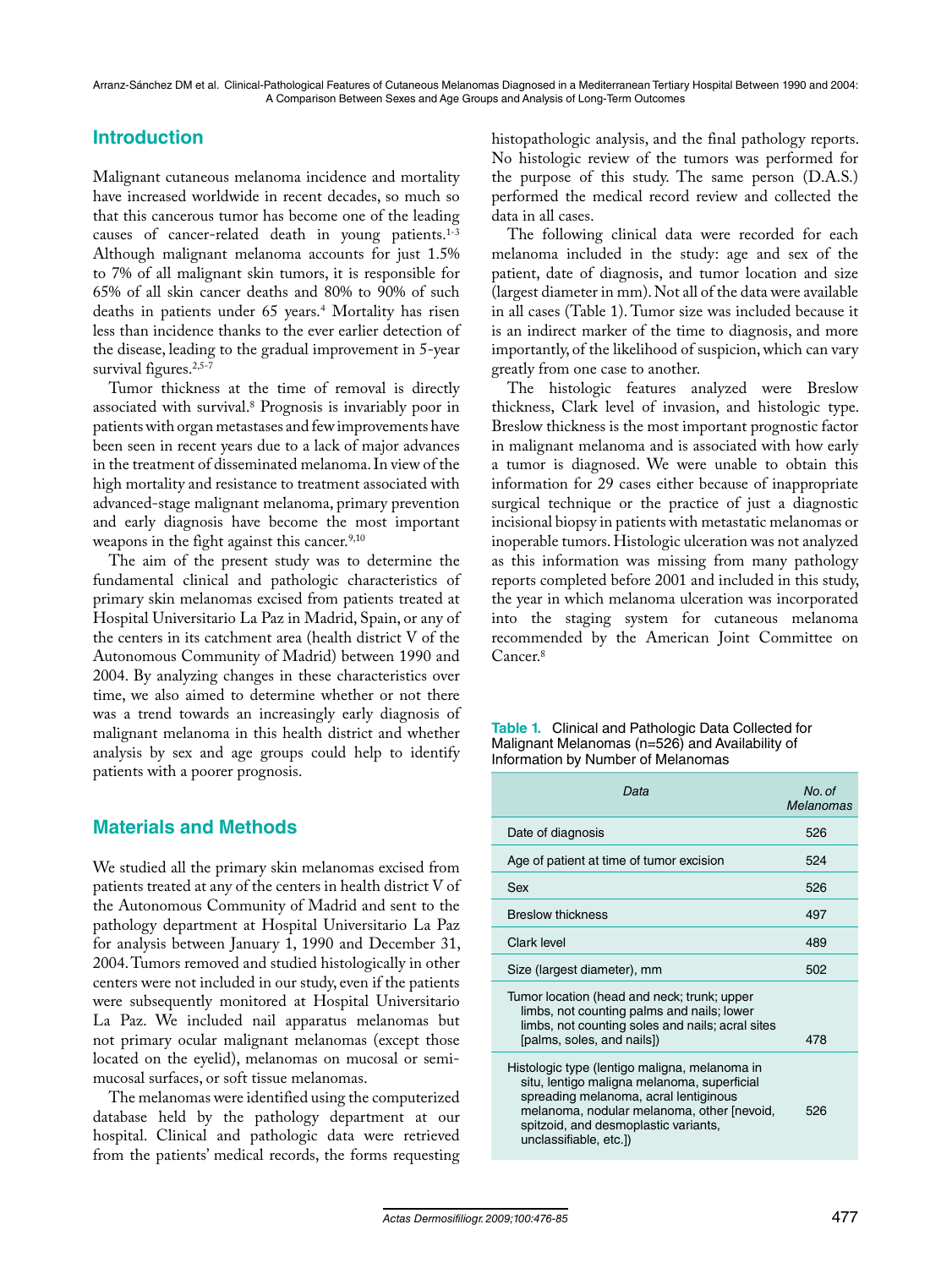## Introduction

Malignant cutaneous melanoma incidence and mortality have increased worldwide in recent decades, so much so that this cancerous tumor has become one of the leading causes of cancer-related death in young patients.[1-3] Although malignant melanoma accounts for just 1.5% to 7% of all malignant skin tumors, it is responsible for 65% of all skin cancer deaths and 80% to 90% of such deaths in patients under 65 years.[4] Mortality has risen less than incidence thanks to the ever earlier detection of the disease, leading to the gradual improvement in 5-year survival figures.[2,5-7]

Tumor thickness at the time of removal is directly associated with survival.[8] Prognosis is invariably poor in patients with organ metastases and few improvements have been seen in recent years due to a lack of major advances in the treatment of disseminated melanoma. In view of the high mortality and resistance to treatment associated with advanced-stage malignant melanoma, primary prevention and early diagnosis have become the most important weapons in the fight against this cancer.[9,10]

The aim of the present study was to determine the fundamental clinical and pathologic characteristics of primary skin melanomas excised from patients treated at Hospital Universitario La Paz in Madrid, Spain, or any of the centers in its catchment area (health district V of the Autonomous Community of Madrid) between 1990 and 2004. By analyzing changes in these characteristics over time, we also aimed to determine whether or not there was a trend towards an increasingly early diagnosis of malignant melanoma in this health district and whether analysis by sex and age groups could help to identify patients with a poorer prognosis.

## Materials and Methods

We studied all the primary skin melanomas excised from patients treated at any of the centers in health district V of the Autonomous Community of Madrid and sent to the pathology department at Hospital Universitario La Paz for analysis between January 1, 1990 and December 31, 2004. Tumors removed and studied histologically in other centers were not included in our study, even if the patients were subsequently monitored at Hospital Universitario La Paz. We included nail apparatus melanomas but not primary ocular malignant melanomas (except those located on the eyelid), melanomas on mucosal or semi-mucosal surfaces, or soft tissue melanomas.

The melanomas were identified using the computerized database held by the pathology department at our hospital. Clinical and pathologic data were retrieved from the patients' medical records, the forms requesting histopathologic analysis, and the final pathology reports. No histologic review of the tumors was performed for the purpose of this study. The same person (D.A.S.) performed the medical record review and collected the data in all cases.

The following clinical data were recorded for each melanoma included in the study: age and sex of the patient, date of diagnosis, and tumor location and size (largest diameter in mm). Not all of the data were available in all cases (Table 1). Tumor size was included because it is an indirect marker of the time to diagnosis, and more importantly, of the likelihood of suspicion, which can vary greatly from one case to another.

The histologic features analyzed were Breslow thickness, Clark level of invasion, and histologic type. Breslow thickness is the most important prognostic factor in malignant melanoma and is associated with how early a tumor is diagnosed. We were unable to obtain this information for 29 cases either because of inappropriate surgical technique or the practice of just a diagnostic incisional biopsy in patients with metastatic melanomas or inoperable tumors. Histologic ulceration was not analyzed as this information was missing from many pathology reports completed before 2001 and included in this study, the year in which melanoma ulceration was incorporated into the staging system for cutaneous melanoma recommended by the American Joint Committee on Cancer.[8]

**Table 1.** Clinical and Pathologic Data Collected for Malignant Melanomas (n=526) and Availability of Information by Number of Melanomas

| *Data* | *No. of Melanomas* |
|---|---|
| Date of diagnosis | 526 |
| Age of patient at time of tumor excision | 524 |
| Sex | 526 |
| Breslow thickness | 497 |
| Clark level | 489 |
| Size (largest diameter), mm | 502 |
| Tumor location (head and neck; trunk; upper limbs, not counting palms and nails; lower limbs, not counting soles and nails; acral sites [palms, soles, and nails]) | 478 |
| Histologic type (lentigo maligna, melanoma in situ, lentigo maligna melanoma, superficial spreading melanoma, acral lentiginous melanoma, nodular melanoma, other [nevoid, spitzoid, and desmoplastic variants, unclassifiable, etc.]) | 526 |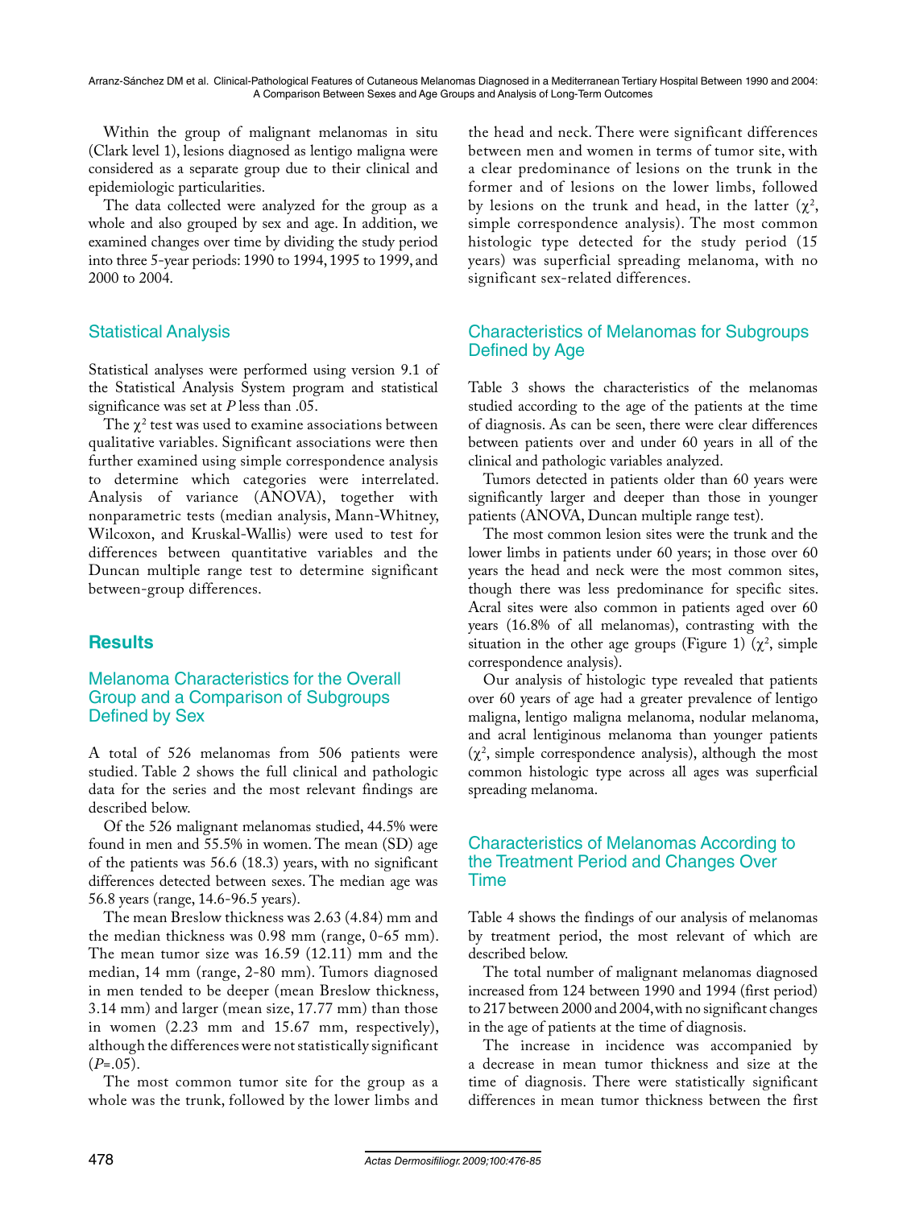Within the group of malignant melanomas in situ (Clark level 1), lesions diagnosed as lentigo maligna were considered as a separate group due to their clinical and epidemiologic particularities.

The data collected were analyzed for the group as a whole and also grouped by sex and age. In addition, we examined changes over time by dividing the study period into three 5-year periods: 1990 to 1994, 1995 to 1999, and 2000 to 2004.

## Statistical Analysis

Statistical analyses were performed using version 9.1 of the Statistical Analysis System program and statistical significance was set at *P* less than .05.

The $\chi^2$ test was used to examine associations between qualitative variables. Significant associations were then further examined using simple correspondence analysis to determine which categories were interrelated. Analysis of variance (ANOVA), together with nonparametric tests (median analysis, Mann-Whitney, Wilcoxon, and Kruskal-Wallis) were used to test for differences between quantitative variables and the Duncan multiple range test to determine significant between-group differences.

# Results

## Melanoma Characteristics for the Overall Group and a Comparison of Subgroups Defined by Sex

A total of 526 melanomas from 506 patients were studied. Table 2 shows the full clinical and pathologic data for the series and the most relevant findings are described below.

Of the 526 malignant melanomas studied, 44.5% were found in men and 55.5% in women. The mean (SD) age of the patients was 56.6 (18.3) years, with no significant differences detected between sexes. The median age was 56.8 years (range, 14.6-96.5 years).

The mean Breslow thickness was 2.63 (4.84) mm and the median thickness was 0.98 mm (range, 0-65 mm). The mean tumor size was 16.59 (12.11) mm and the median, 14 mm (range, 2-80 mm). Tumors diagnosed in men tended to be deeper (mean Breslow thickness, 3.14 mm) and larger (mean size, 17.77 mm) than those in women (2.23 mm and 15.67 mm, respectively), although the differences were not statistically significant (*P*=.05).

The most common tumor site for the group as a whole was the trunk, followed by the lower limbs and the head and neck. There were significant differences between men and women in terms of tumor site, with a clear predominance of lesions on the trunk in the former and of lesions on the lower limbs, followed by lesions on the trunk and head, in the latter ($\chi^2$, simple correspondence analysis). The most common histologic type detected for the study period (15 years) was superficial spreading melanoma, with no significant sex-related differences.

## Characteristics of Melanomas for Subgroups Defined by Age

Table 3 shows the characteristics of the melanomas studied according to the age of the patients at the time of diagnosis. As can be seen, there were clear differences between patients over and under 60 years in all of the clinical and pathologic variables analyzed.

Tumors detected in patients older than 60 years were significantly larger and deeper than those in younger patients (ANOVA, Duncan multiple range test).

The most common lesion sites were the trunk and the lower limbs in patients under 60 years; in those over 60 years the head and neck were the most common sites, though there was less predominance for specific sites. Acral sites were also common in patients aged over 60 years (16.8% of all melanomas), contrasting with the situation in the other age groups (Figure 1) ($\chi^2$, simple correspondence analysis).

Our analysis of histologic type revealed that patients over 60 years of age had a greater prevalence of lentigo maligna, lentigo maligna melanoma, nodular melanoma, and acral lentiginous melanoma than younger patients ($\chi^2$, simple correspondence analysis), although the most common histologic type across all ages was superficial spreading melanoma.

## Characteristics of Melanomas According to the Treatment Period and Changes Over Time

Table 4 shows the findings of our analysis of melanomas by treatment period, the most relevant of which are described below.

The total number of malignant melanomas diagnosed increased from 124 between 1990 and 1994 (first period) to 217 between 2000 and 2004, with no significant changes in the age of patients at the time of diagnosis.

The increase in incidence was accompanied by a decrease in mean tumor thickness and size at the time of diagnosis. There were statistically significant differences in mean tumor thickness between the first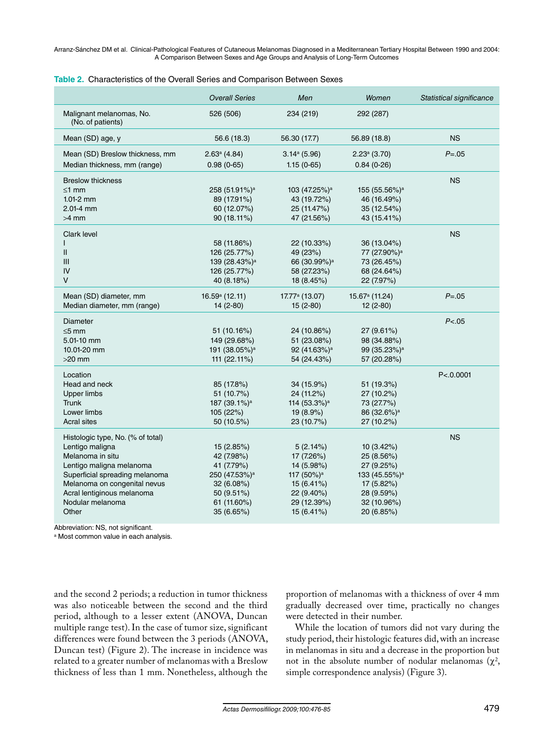**Table 2.** Characteristics of the Overall Series and Comparison Between Sexes

| | *Overall Series* | *Men* | *Women* | *Statistical significance* |
|---|---|---|---|---|
| Malignant melanomas, No. (No. of patients) | 526 (506) | 234 (219) | 292 (287) | |
| Mean (SD) age, y | 56.6 (18.3) | 56.30 (17.7) | 56.89 (18.8) | NS |
| Mean (SD) Breslow thickness, mm | 2.63[a] (4.84) | 3.14[a] (5.96) | 2.23[a] (3.70) | *P*=.05 |
| Median thickness, mm (range) | 0.98 (0-65) | 1.15 (0-65) | 0.84 (0-26) | |
| Breslow thickness | | | | NS |
| ≤1 mm | 258 (51.91%)[a] | 103 (47.25%)[a] | 155 (55.56%)[a] | |
| 1.01-2 mm | 89 (17.91%) | 43 (19.72%) | 46 (16.49%) | |
| 2.01-4 mm | 60 (12.07%) | 25 (11.47%) | 35 (12.54%) | |
| >4 mm | 90 (18.11%) | 47 (21.56%) | 43 (15.41%) | |
| Clark level | | | | NS |
| I | 58 (11.86%) | 22 (10.33%) | 36 (13.04%) | |
| II | 126 (25.77%) | 49 (23%) | 77 (27.90%)[a] | |
| III | 139 (28.43%)[a] | 66 (30.99%)[a] | 73 (26.45%) | |
| IV | 126 (25.77%) | 58 (27.23%) | 68 (24.64%) | |
| V | 40 (8.18%) | 18 (8.45%) | 22 (7.97%) | |
| Mean (SD) diameter, mm | 16.59[a] (12.11) | 17.77[a] (13.07) | 15.67[a] (11.24) | *P*=.05 |
| Median diameter, mm (range) | 14 (2-80) | 15 (2-80) | 12 (2-80) | |
| Diameter | | | | *P*<.05 |
| ≤5 mm | 51 (10.16%) | 24 (10.86%) | 27 (9.61%) | |
| 5.01-10 mm | 149 (29.68%) | 51 (23.08%) | 98 (34.88%) | |
| 10.01-20 mm | 191 (38.05%)[a] | 92 (41.63%)[a] | 99 (35.23%)[a] | |
| >20 mm | 111 (22.11%) | 54 (24.43%) | 57 (20.28%) | |
| Location | | | | P<.0.0001 |
| Head and neck | 85 (17.8%) | 34 (15.9%) | 51 (19.3%) | |
| Upper limbs | 51 (10.7%) | 24 (11.2%) | 27 (10.2%) | |
| Trunk | 187 (39.1%)[a] | 114 (53.3%)[a] | 73 (27.7%) | |
| Lower limbs | 105 (22%) | 19 (8.9%) | 86 (32.6%)[a] | |
| Acral sites | 50 (10.5%) | 23 (10.7%) | 27 (10.2%) | |
| Histologic type, No. (% of total) | | | | NS |
| Lentigo maligna | 15 (2.85%) | 5 (2.14%) | 10 (3.42%) | |
| Melanoma in situ | 42 (7.98%) | 17 (7.26%) | 25 (8.56%) | |
| Lentigo maligna melanoma | 41 (7.79%) | 14 (5.98%) | 27 (9.25%) | |
| Superficial spreading melanoma | 250 (47.53%)[a] | 117 (50%)[a] | 133 (45.55%)[a] | |
| Melanoma on congenital nevus | 32 (6.08%) | 15 (6.41%) | 17 (5.82%) | |
| Acral lentiginous melanoma | 50 (9.51%) | 22 (9.40%) | 28 (9.59%) | |
| Nodular melanoma | 61 (11.60%) | 29 (12.39%) | 32 (10.96%) | |
| Other | 35 (6.65%) | 15 (6.41%) | 20 (6.85%) | |

Abbreviation: NS, not significant.
[a] Most common value in each analysis.

and the second 2 periods; a reduction in tumor thickness was also noticeable between the second and the third period, although to a lesser extent (ANOVA, Duncan multiple range test). In the case of tumor size, significant differences were found between the 3 periods (ANOVA, Duncan test) (Figure 2). The increase in incidence was related to a greater number of melanomas with a Breslow thickness of less than 1 mm. Nonetheless, although the proportion of melanomas with a thickness of over 4 mm gradually decreased over time, practically no changes were detected in their number.

While the location of tumors did not vary during the study period, their histologic features did, with an increase in melanomas in situ and a decrease in the proportion but not in the absolute number of nodular melanomas ($\chi^2$, simple correspondence analysis) (Figure 3).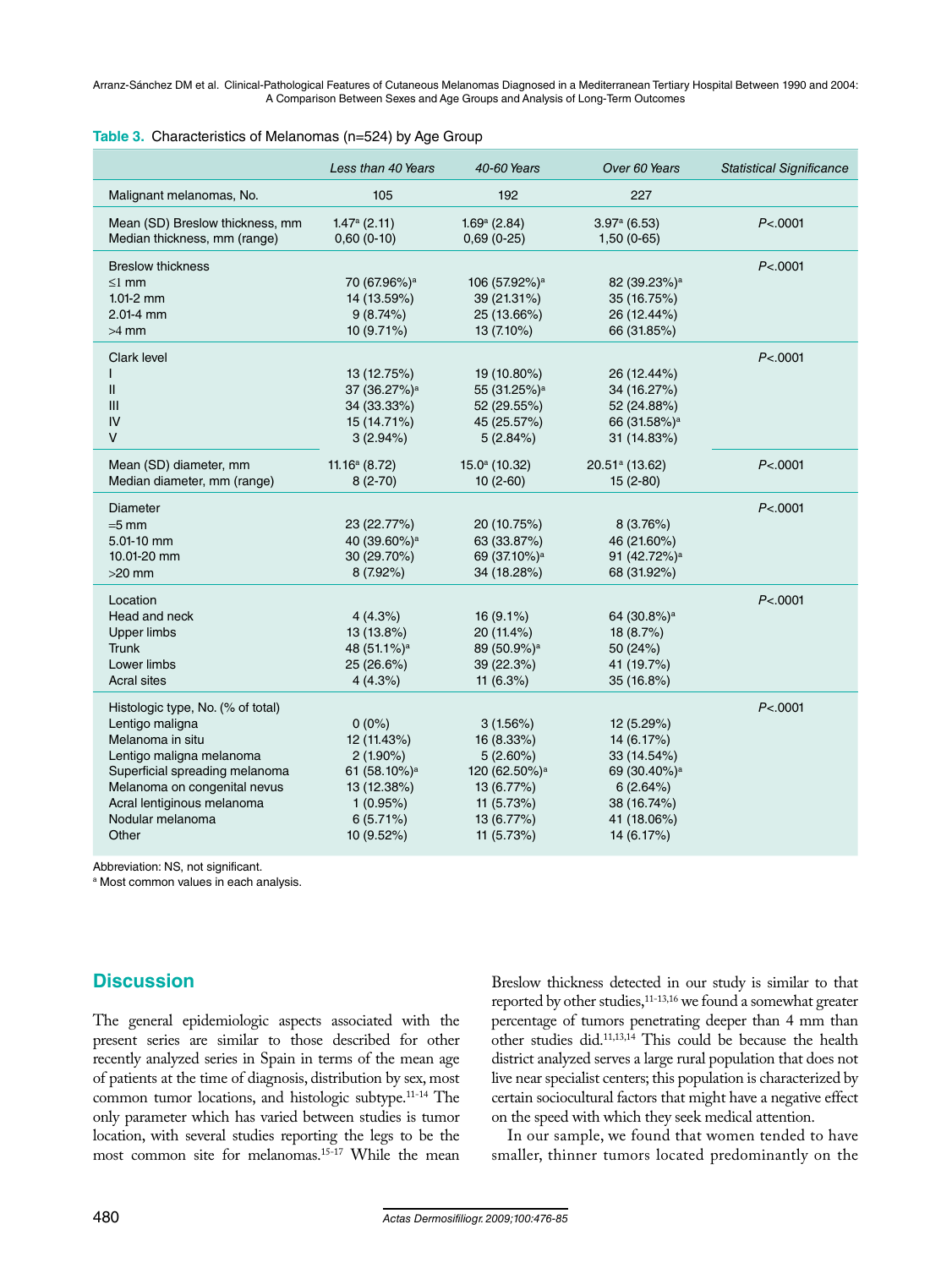**Table 3.** Characteristics of Melanomas (n=524) by Age Group

| | Less than 40 Years | 40-60 Years | Over 60 Years | Statistical Significance |
|---|---|---|---|---|
| Malignant melanomas, No. | 105 | 192 | 227 | |
| Mean (SD) Breslow thickness, mm | 1.47[a] (2.11) | 1.69[a] (2.84) | 3.97[a] (6.53) | $P<.0001$ |
| Median thickness, mm (range) | 0,60 (0-10) | 0,69 (0-25) | 1,50 (0-65) | |
| Breslow thickness | | | | $P<.0001$ |
| ≤1 mm | 70 (67.96%)[a] | 106 (57.92%)[a] | 82 (39.23%)[a] | |
| 1.01-2 mm | 14 (13.59%) | 39 (21.31%) | 35 (16.75%) | |
| 2.01-4 mm | 9 (8.74%) | 25 (13.66%) | 26 (12.44%) | |
| >4 mm | 10 (9.71%) | 13 (7.10%) | 66 (31.85%) | |
| Clark level | | | | $P<.0001$ |
| I | 13 (12.75%) | 19 (10.80%) | 26 (12.44%) | |
| II | 37 (36.27%)[a] | 55 (31.25%)[a] | 34 (16.27%) | |
| III | 34 (33.33%) | 52 (29.55%) | 52 (24.88%) | |
| IV | 15 (14.71%) | 45 (25.57%) | 66 (31.58%)[a] | |
| V | 3 (2.94%) | 5 (2.84%) | 31 (14.83%) | |
| Mean (SD) diameter, mm | 11.16[a] (8.72) | 15.0[a] (10.32) | 20.51[a] (13.62) | $P<.0001$ |
| Median diameter, mm (range) | 8 (2-70) | 10 (2-60) | 15 (2-80) | |
| Diameter | | | | $P<.0001$ |
| =5 mm | 23 (22.77%) | 20 (10.75%) | 8 (3.76%) | |
| 5.01-10 mm | 40 (39.60%)[a] | 63 (33.87%) | 46 (21.60%) | |
| 10.01-20 mm | 30 (29.70%) | 69 (37.10%)[a] | 91 (42.72%)[a] | |
| >20 mm | 8 (7.92%) | 34 (18.28%) | 68 (31.92%) | |
| Location | | | | $P<.0001$ |
| Head and neck | 4 (4.3%) | 16 (9.1%) | 64 (30.8%)[a] | |
| Upper limbs | 13 (13.8%) | 20 (11.4%) | 18 (8.7%) | |
| Trunk | 48 (51.1%)[a] | 89 (50.9%)[a] | 50 (24%) | |
| Lower limbs | 25 (26.6%) | 39 (22.3%) | 41 (19.7%) | |
| Acral sites | 4 (4.3%) | 11 (6.3%) | 35 (16.8%) | |
| Histologic type, No. (% of total) | | | | $P<.0001$ |
| Lentigo maligna | 0 (0%) | 3 (1.56%) | 12 (5.29%) | |
| Melanoma in situ | 12 (11.43%) | 16 (8.33%) | 14 (6.17%) | |
| Lentigo maligna melanoma | 2 (1.90%) | 5 (2.60%) | 33 (14.54%) | |
| Superficial spreading melanoma | 61 (58.10%)[a] | 120 (62.50%)[a] | 69 (30.40%)[a] | |
| Melanoma on congenital nevus | 13 (12.38%) | 13 (6.77%) | 6 (2.64%) | |
| Acral lentiginous melanoma | 1 (0.95%) | 11 (5.73%) | 38 (16.74%) | |
| Nodular melanoma | 6 (5.71%) | 13 (6.77%) | 41 (18.06%) | |
| Other | 10 (9.52%) | 11 (5.73%) | 14 (6.17%) | |

Abbreviation: NS, not significant.
[a] Most common values in each analysis.

## Discussion

The general epidemiologic aspects associated with the present series are similar to those described for other recently analyzed series in Spain in terms of the mean age of patients at the time of diagnosis, distribution by sex, most common tumor locations, and histologic subtype.[11-14] The only parameter which has varied between studies is tumor location, with several studies reporting the legs to be the most common site for melanomas.[15-17] While the mean Breslow thickness detected in our study is similar to that reported by other studies,[11-13,16] we found a somewhat greater percentage of tumors penetrating deeper than 4 mm than other studies did.[11,13,14] This could be because the health district analyzed serves a large rural population that does not live near specialist centers; this population is characterized by certain sociocultural factors that might have a negative effect on the speed with which they seek medical attention.

In our sample, we found that women tended to have smaller, thinner tumors located predominantly on the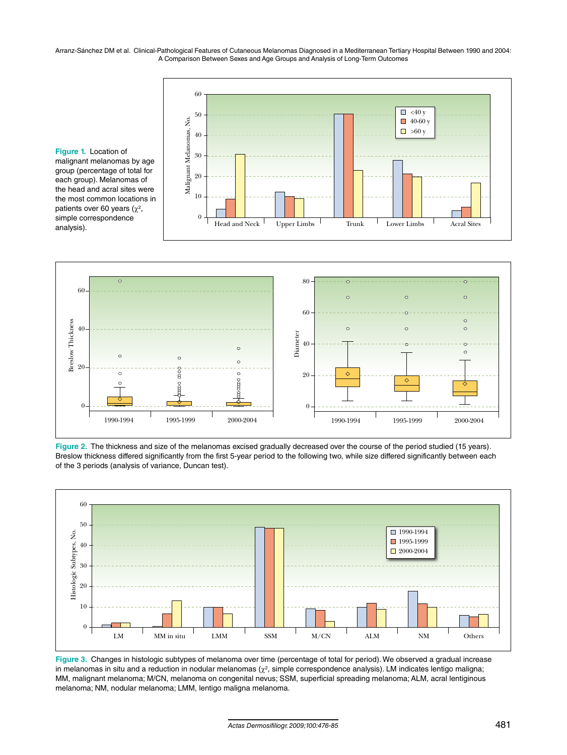**Figure 1.** Location of malignant melanomas by age group (percentage of total for each group). Melanomas of the head and acral sites were the most common locations in patients over 60 years ($\chi^2$, simple correspondence analysis).

**Figure 2.** The thickness and size of the melanomas excised gradually decreased over the course of the period studied (15 years). Breslow thickness differed significantly from the first 5-year period to the following two, while size differed significantly between each of the 3 periods (analysis of variance, Duncan test).

**Figure 3.** Changes in histologic subtypes of melanoma over time (percentage of total for period). We observed a gradual increase in melanomas in situ and a reduction in nodular melanomas ($\chi^2$, simple correspondence analysis). LM indicates lentigo maligna; MM, malignant melanoma; M/CN, melanoma on congenital nevus; SSM, superficial spreading melanoma; ALM, acral lentiginous melanoma; NM, nodular melanoma; LMM, lentigo maligna melanoma.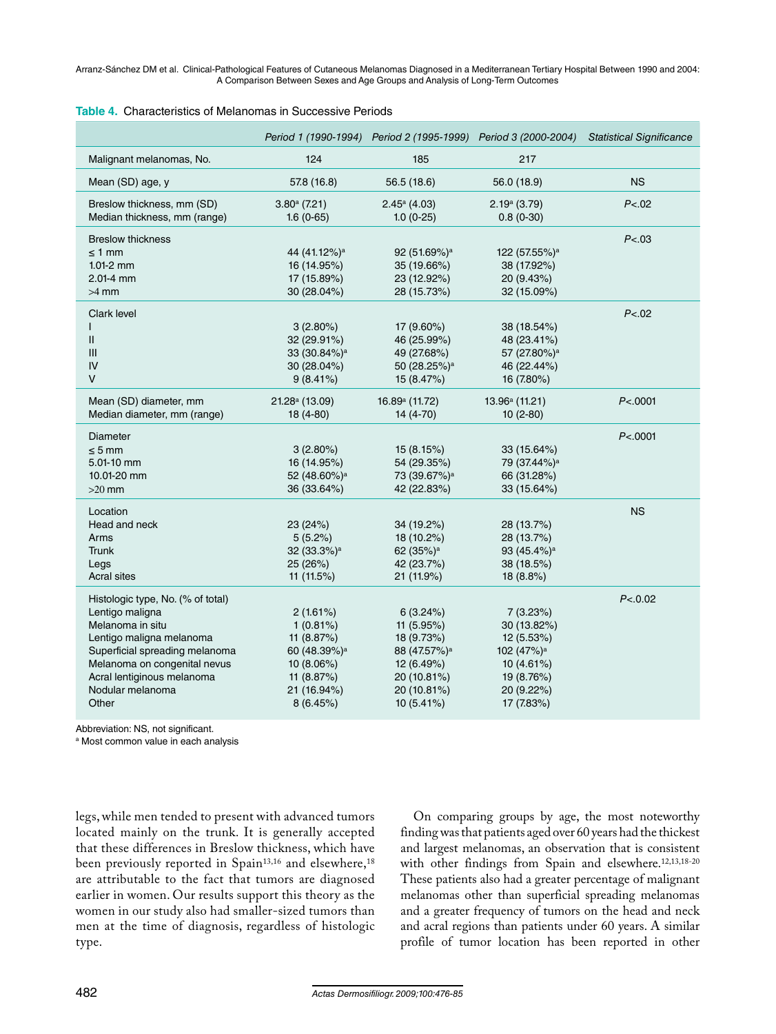**Table 4.** Characteristics of Melanomas in Successive Periods

| | *Period 1 (1990-1994)* | *Period 2 (1995-1999)* | *Period 3 (2000-2004)* | *Statistical Significance* |
|---|---|---|---|---|
| Malignant melanomas, No. | 124 | 185 | 217 | |
| Mean (SD) age, y | 57.8 (16.8) | 56.5 (18.6) | 56.0 (18.9) | NS |
| Breslow thickness, mm (SD) | 3.80[a] (7.21) | 2.45[a] (4.03) | 2.19[a] (3.79) | *P*<.02 |
| Median thickness, mm (range) | 1.6 (0-65) | 1.0 (0-25) | 0.8 (0-30) | |
| Breslow thickness | | | | *P*<.03 |
| ≤ 1 mm | 44 (41.12%)[a] | 92 (51.69%)[a] | 122 (57.55%)[a] | |
| 1.01-2 mm | 16 (14.95%) | 35 (19.66%) | 38 (17.92%) | |
| 2.01-4 mm | 17 (15.89%) | 23 (12.92%) | 20 (9.43%) | |
| >4 mm | 30 (28.04%) | 28 (15.73%) | 32 (15.09%) | |
| Clark level | | | | *P*<.02 |
| I | 3 (2.80%) | 17 (9.60%) | 38 (18.54%) | |
| II | 32 (29.91%) | 46 (25.99%) | 48 (23.41%) | |
| III | 33 (30.84%)[a] | 49 (27.68%) | 57 (27.80%)[a] | |
| IV | 30 (28.04%) | 50 (28.25%)[a] | 46 (22.44%) | |
| V | 9 (8.41%) | 15 (8.47%) | 16 (7.80%) | |
| Mean (SD) diameter, mm | 21.28[a] (13.09) | 16.89[a] (11.72) | 13.96[a] (11.21) | *P*<.0001 |
| Median diameter, mm (range) | 18 (4-80) | 14 (4-70) | 10 (2-80) | |
| Diameter | | | | *P*<.0001 |
| ≤ 5 mm | 3 (2.80%) | 15 (8.15%) | 33 (15.64%) | |
| 5.01-10 mm | 16 (14.95%) | 54 (29.35%) | 79 (37.44%)[a] | |
| 10.01-20 mm | 52 (48.60%)[a] | 73 (39.67%)[a] | 66 (31.28%) | |
| >20 mm | 36 (33.64%) | 42 (22.83%) | 33 (15.64%) | |
| Location | | | | NS |
| Head and neck | 23 (24%) | 34 (19.2%) | 28 (13.7%) | |
| Arms | 5 (5.2%) | 18 (10.2%) | 28 (13.7%) | |
| Trunk | 32 (33.3%)[a] | 62 (35%)[a] | 93 (45.4%)[a] | |
| Legs | 25 (26%) | 42 (23.7%) | 38 (18.5%) | |
| Acral sites | 11 (11.5%) | 21 (11.9%) | 18 (8.8%) | |
| Histologic type, No. (% of total) | | | | *P*<.0.02 |
| Lentigo maligna | 2 (1.61%) | 6 (3.24%) | 7 (3.23%) | |
| Melanoma in situ | 1 (0.81%) | 11 (5.95%) | 30 (13.82%) | |
| Lentigo maligna melanoma | 11 (8.87%) | 18 (9.73%) | 12 (5.53%) | |
| Superficial spreading melanoma | 60 (48.39%)[a] | 88 (47.57%)[a] | 102 (47%)[a] | |
| Melanoma on congenital nevus | 10 (8.06%) | 12 (6.49%) | 10 (4.61%) | |
| Acral lentiginous melanoma | 11 (8.87%) | 20 (10.81%) | 19 (8.76%) | |
| Nodular melanoma | 21 (16.94%) | 20 (10.81%) | 20 (9.22%) | |
| Other | 8 (6.45%) | 10 (5.41%) | 17 (7.83%) | |

Abbreviation: NS, not significant.
[a] Most common value in each analysis

legs, while men tended to present with advanced tumors located mainly on the trunk. It is generally accepted that these differences in Breslow thickness, which have been previously reported in Spain[13,16] and elsewhere,[18] are attributable to the fact that tumors are diagnosed earlier in women. Our results support this theory as the women in our study also had smaller-sized tumors than men at the time of diagnosis, regardless of histologic type.

On comparing groups by age, the most noteworthy finding was that patients aged over 60 years had the thickest and largest melanomas, an observation that is consistent with other findings from Spain and elsewhere.[12,13,18-20] These patients also had a greater percentage of malignant melanomas other than superficial spreading melanomas and a greater frequency of tumors on the head and neck and acral regions than patients under 60 years. A similar profile of tumor location has been reported in other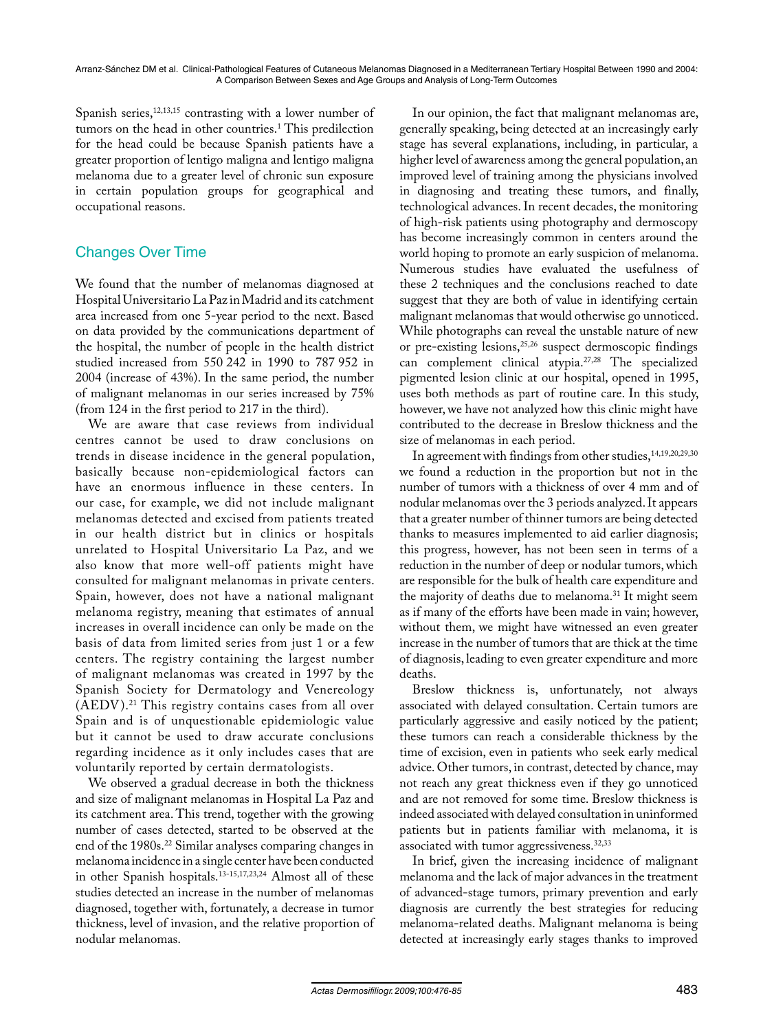Spanish series,[12,13,15] contrasting with a lower number of tumors on the head in other countries.[1] This predilection for the head could be because Spanish patients have a greater proportion of lentigo maligna and lentigo maligna melanoma due to a greater level of chronic sun exposure in certain population groups for geographical and occupational reasons.

## Changes Over Time

We found that the number of melanomas diagnosed at Hospital Universitario La Paz in Madrid and its catchment area increased from one 5-year period to the next. Based on data provided by the communications department of the hospital, the number of people in the health district studied increased from 550 242 in 1990 to 787 952 in 2004 (increase of 43%). In the same period, the number of malignant melanomas in our series increased by 75% (from 124 in the first period to 217 in the third).

We are aware that case reviews from individual centres cannot be used to draw conclusions on trends in disease incidence in the general population, basically because non-epidemiological factors can have an enormous influence in these centers. In our case, for example, we did not include malignant melanomas detected and excised from patients treated in our health district but in clinics or hospitals unrelated to Hospital Universitario La Paz, and we also know that more well-off patients might have consulted for malignant melanomas in private centers. Spain, however, does not have a national malignant melanoma registry, meaning that estimates of annual increases in overall incidence can only be made on the basis of data from limited series from just 1 or a few centers. The registry containing the largest number of malignant melanomas was created in 1997 by the Spanish Society for Dermatology and Venereology (AEDV).[21] This registry contains cases from all over Spain and is of unquestionable epidemiologic value but it cannot be used to draw accurate conclusions regarding incidence as it only includes cases that are voluntarily reported by certain dermatologists.

We observed a gradual decrease in both the thickness and size of malignant melanomas in Hospital La Paz and its catchment area. This trend, together with the growing number of cases detected, started to be observed at the end of the 1980s.[22] Similar analyses comparing changes in melanoma incidence in a single center have been conducted in other Spanish hospitals.[13-15,17,23,24] Almost all of these studies detected an increase in the number of melanomas diagnosed, together with, fortunately, a decrease in tumor thickness, level of invasion, and the relative proportion of nodular melanomas.

In our opinion, the fact that malignant melanomas are, generally speaking, being detected at an increasingly early stage has several explanations, including, in particular, a higher level of awareness among the general population, an improved level of training among the physicians involved in diagnosing and treating these tumors, and finally, technological advances. In recent decades, the monitoring of high-risk patients using photography and dermoscopy has become increasingly common in centers around the world hoping to promote an early suspicion of melanoma. Numerous studies have evaluated the usefulness of these 2 techniques and the conclusions reached to date suggest that they are both of value in identifying certain malignant melanomas that would otherwise go unnoticed. While photographs can reveal the unstable nature of new or pre-existing lesions,[25,26] suspect dermoscopic findings can complement clinical atypia.[27,28] The specialized pigmented lesion clinic at our hospital, opened in 1995, uses both methods as part of routine care. In this study, however, we have not analyzed how this clinic might have contributed to the decrease in Breslow thickness and the size of melanomas in each period.

In agreement with findings from other studies,[14,19,20,29,30] we found a reduction in the proportion but not in the number of tumors with a thickness of over 4 mm and of nodular melanomas over the 3 periods analyzed. It appears that a greater number of thinner tumors are being detected thanks to measures implemented to aid earlier diagnosis; this progress, however, has not been seen in terms of a reduction in the number of deep or nodular tumors, which are responsible for the bulk of health care expenditure and the majority of deaths due to melanoma.[31] It might seem as if many of the efforts have been made in vain; however, without them, we might have witnessed an even greater increase in the number of tumors that are thick at the time of diagnosis, leading to even greater expenditure and more deaths.

Breslow thickness is, unfortunately, not always associated with delayed consultation. Certain tumors are particularly aggressive and easily noticed by the patient; these tumors can reach a considerable thickness by the time of excision, even in patients who seek early medical advice. Other tumors, in contrast, detected by chance, may not reach any great thickness even if they go unnoticed and are not removed for some time. Breslow thickness is indeed associated with delayed consultation in uninformed patients but in patients familiar with melanoma, it is associated with tumor aggressiveness.[32,33]

In brief, given the increasing incidence of malignant melanoma and the lack of major advances in the treatment of advanced-stage tumors, primary prevention and early diagnosis are currently the best strategies for reducing melanoma-related deaths. Malignant melanoma is being detected at increasingly early stages thanks to improved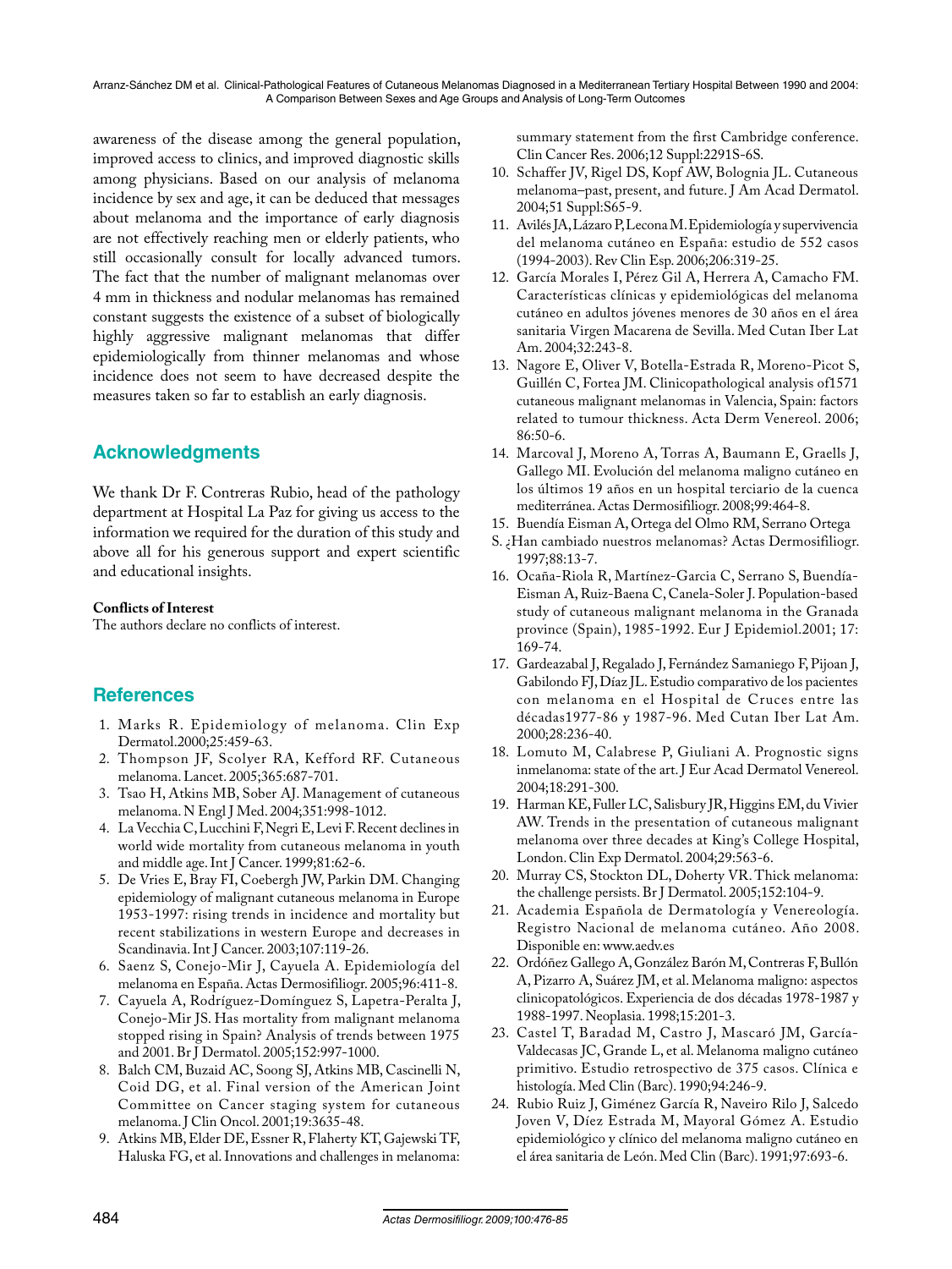awareness of the disease among the general population, improved access to clinics, and improved diagnostic skills among physicians. Based on our analysis of melanoma incidence by sex and age, it can be deduced that messages about melanoma and the importance of early diagnosis are not effectively reaching men or elderly patients, who still occasionally consult for locally advanced tumors. The fact that the number of malignant melanomas over 4 mm in thickness and nodular melanomas has remained constant suggests the existence of a subset of biologically highly aggressive malignant melanomas that differ epidemiologically from thinner melanomas and whose incidence does not seem to have decreased despite the measures taken so far to establish an early diagnosis.

## Acknowledgments

We thank Dr F. Contreras Rubio, head of the pathology department at Hospital La Paz for giving us access to the information we required for the duration of this study and above all for his generous support and expert scientific and educational insights.

**Conflicts of Interest**

The authors declare no conflicts of interest.

## References

1. Marks R. Epidemiology of melanoma. Clin Exp Dermatol.2000;25:459-63.
2. Thompson JF, Scolyer RA, Kefford RF. Cutaneous melanoma. Lancet. 2005;365:687-701.
3. Tsao H, Atkins MB, Sober AJ. Management of cutaneous melanoma. N Engl J Med. 2004;351:998-1012.
4. La Vecchia C, Lucchini F, Negri E, Levi F. Recent declines in world wide mortality from cutaneous melanoma in youth and middle age. Int J Cancer. 1999;81:62-6.
5. De Vries E, Bray FI, Coebergh JW, Parkin DM. Changing epidemiology of malignant cutaneous melanoma in Europe 1953-1997: rising trends in incidence and mortality but recent stabilizations in western Europe and decreases in Scandinavia. Int J Cancer. 2003;107:119-26.
6. Saenz S, Conejo-Mir J, Cayuela A. Epidemiología del melanoma en España. Actas Dermosifiliogr. 2005;96:411-8.
7. Cayuela A, Rodríguez-Domínguez S, Lapetra-Peralta J, Conejo-Mir JS. Has mortality from malignant melanoma stopped rising in Spain? Analysis of trends between 1975 and 2001. Br J Dermatol. 2005;152:997-1000.
8. Balch CM, Buzaid AC, Soong SJ, Atkins MB, Cascinelli N, Coid DG, et al. Final version of the American Joint Committee on Cancer staging system for cutaneous melanoma. J Clin Oncol. 2001;19:3635-48.
9. Atkins MB, Elder DE, Essner R, Flaherty KT, Gajewski TF, Haluska FG, et al. Innovations and challenges in melanoma: summary statement from the first Cambridge conference. Clin Cancer Res. 2006;12 Suppl:2291S-6S.
10. Schaffer JV, Rigel DS, Kopf AW, Bolognia JL. Cutaneous melanoma–past, present, and future. J Am Acad Dermatol. 2004;51 Suppl:S65-9.
11. Avilés JA, Lázaro P, Lecona M. Epidemiología y supervivencia del melanoma cutáneo en España: estudio de 552 casos (1994-2003). Rev Clin Esp. 2006;206:319-25.
12. García Morales I, Pérez Gil A, Herrera A, Camacho FM. Características clínicas y epidemiológicas del melanoma cutáneo en adultos jóvenes menores de 30 años en el área sanitaria Virgen Macarena de Sevilla. Med Cutan Iber Lat Am. 2004;32:243-8.
13. Nagore E, Oliver V, Botella-Estrada R, Moreno-Picot S, Guillén C, Fortea JM. Clinicopathological analysis of1571 cutaneous malignant melanomas in Valencia, Spain: factors related to tumour thickness. Acta Derm Venereol. 2006; 86:50-6.
14. Marcoval J, Moreno A, Torras A, Baumann E, Graells J, Gallego MI. Evolución del melanoma maligno cutáneo en los últimos 19 años en un hospital terciario de la cuenca mediterránea. Actas Dermosifiliogr. 2008;99:464-8.
15. Buendía Eisman A, Ortega del Olmo RM, Serrano Ortega S. ¿Han cambiado nuestros melanomas? Actas Dermosifiliogr. 1997;88:13-7.
16. Ocaña-Riola R, Martínez-Garcia C, Serrano S, Buendía-Eisman A, Ruiz-Baena C, Canela-Soler J. Population-based study of cutaneous malignant melanoma in the Granada province (Spain), 1985-1992. Eur J Epidemiol.2001; 17: 169-74.
17. Gardeazabal J, Regalado J, Fernández Samaniego F, Pijoan J, Gabilondo FJ, Díaz JL. Estudio comparativo de los pacientes con melanoma en el Hospital de Cruces entre las décadas1977-86 y 1987-96. Med Cutan Iber Lat Am. 2000;28:236-40.
18. Lomuto M, Calabrese P, Giuliani A. Prognostic signs inmelanoma: state of the art. J Eur Acad Dermatol Venereol. 2004;18:291-300.
19. Harman KE, Fuller LC, Salisbury JR, Higgins EM, du Vivier AW. Trends in the presentation of cutaneous malignant melanoma over three decades at King's College Hospital, London. Clin Exp Dermatol. 2004;29:563-6.
20. Murray CS, Stockton DL, Doherty VR. Thick melanoma: the challenge persists. Br J Dermatol. 2005;152:104-9.
21. Academia Española de Dermatología y Venereología. Registro Nacional de melanoma cutáneo. Año 2008. Disponible en: www.aedv.es
22. Ordóñez Gallego A, González Barón M, Contreras F, Bullón A, Pizarro A, Suárez JM, et al. Melanoma maligno: aspectos clinicopatológicos. Experiencia de dos décadas 1978-1987 y 1988-1997. Neoplasia. 1998;15:201-3.
23. Castel T, Baradad M, Castro J, Mascaró JM, García-Valdecasas JC, Grande L, et al. Melanoma maligno cutáneo primitivo. Estudio retrospectivo de 375 casos. Clínica e histología. Med Clin (Barc). 1990;94:246-9.
24. Rubio Ruiz J, Giménez García R, Naveiro Rilo J, Salcedo Joven V, Díez Estrada M, Mayoral Gómez A. Estudio epidemiológico y clínico del melanoma maligno cutáneo en el área sanitaria de León. Med Clin (Barc). 1991;97:693-6.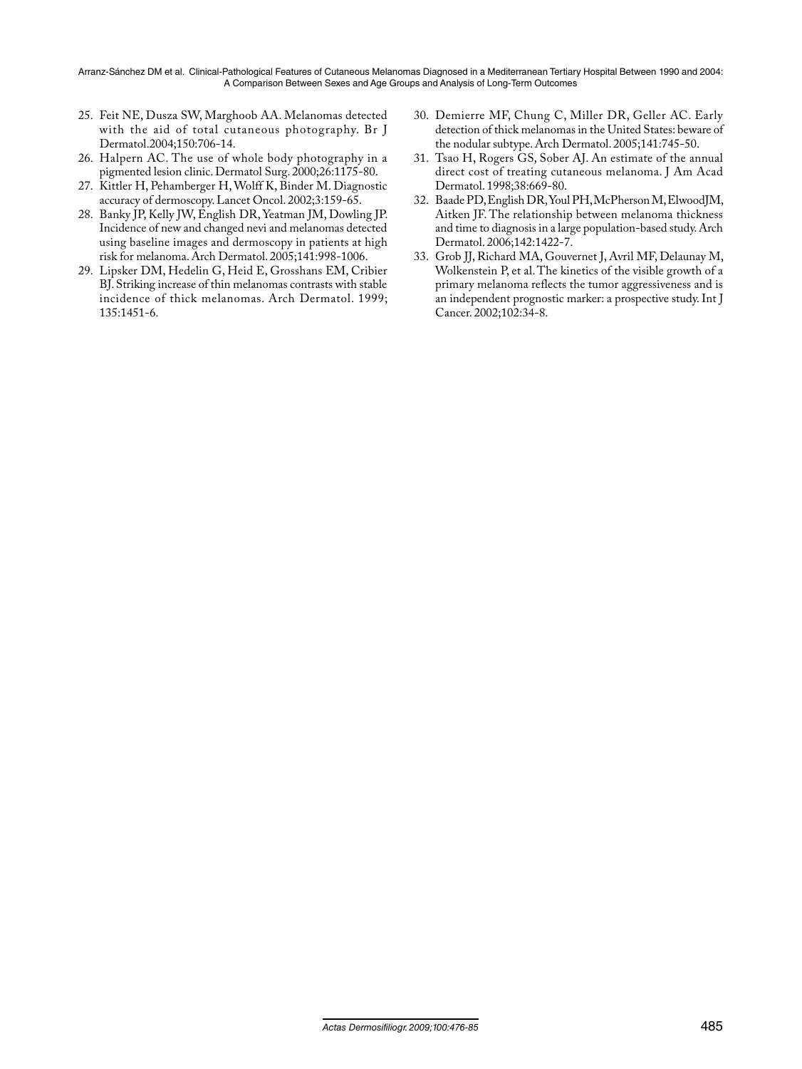25. Feit NE, Dusza SW, Marghoob AA. Melanomas detected with the aid of total cutaneous photography. Br J Dermatol.2004;150:706-14.
26. Halpern AC. The use of whole body photography in a pigmented lesion clinic. Dermatol Surg. 2000;26:1175-80.
27. Kittler H, Pehamberger H, Wolff K, Binder M. Diagnostic accuracy of dermoscopy. Lancet Oncol. 2002;3:159-65.
28. Banky JP, Kelly JW, English DR, Yeatman JM, Dowling JP. Incidence of new and changed nevi and melanomas detected using baseline images and dermoscopy in patients at high risk for melanoma. Arch Dermatol. 2005;141:998-1006.
29. Lipsker DM, Hedelin G, Heid E, Grosshans EM, Cribier BJ. Striking increase of thin melanomas contrasts with stable incidence of thick melanomas. Arch Dermatol. 1999; 135:1451-6.
30. Demierre MF, Chung C, Miller DR, Geller AC. Early detection of thick melanomas in the United States: beware of the nodular subtype. Arch Dermatol. 2005;141:745-50.
31. Tsao H, Rogers GS, Sober AJ. An estimate of the annual direct cost of treating cutaneous melanoma. J Am Acad Dermatol. 1998;38:669-80.
32. Baade PD, English DR, Youl PH, McPherson M, ElwoodJM, Aitken JF. The relationship between melanoma thickness and time to diagnosis in a large population-based study. Arch Dermatol. 2006;142:1422-7.
33. Grob JJ, Richard MA, Gouvernet J, Avril MF, Delaunay M, Wolkenstein P, et al. The kinetics of the visible growth of a primary melanoma reflects the tumor aggressiveness and is an independent prognostic marker: a prospective study. Int J Cancer. 2002;102:34-8.